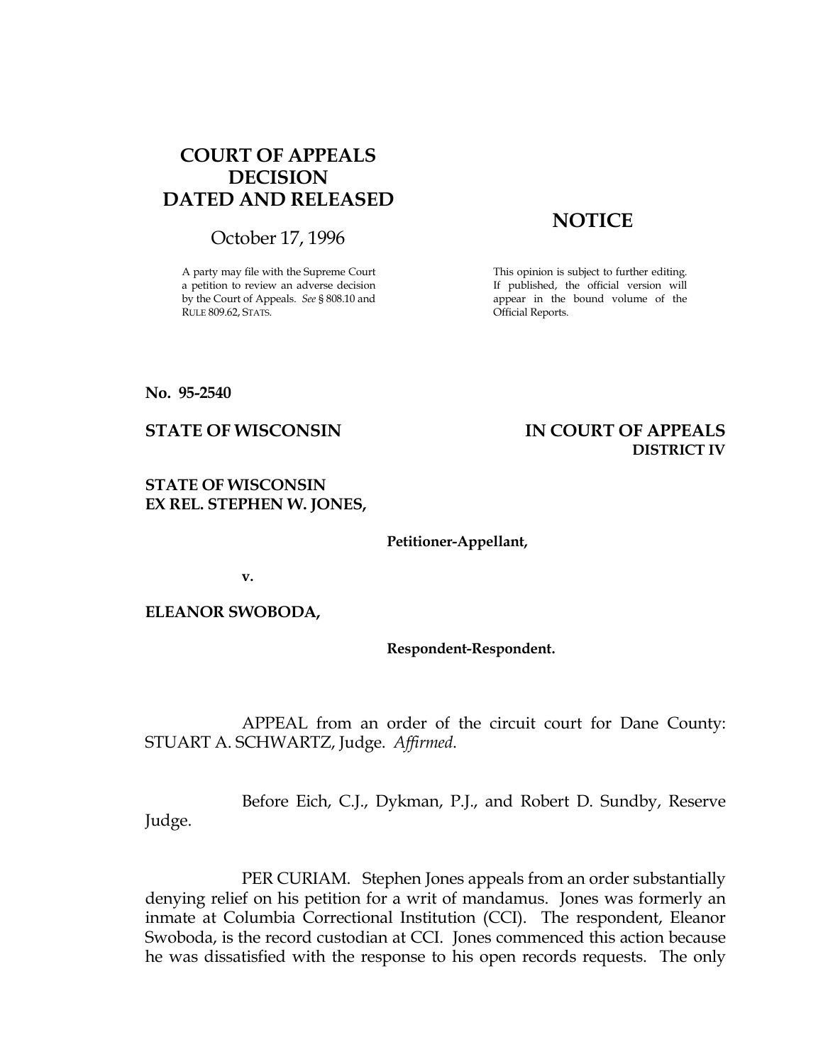# COURT OF APPEALS DECISION DATED AND RELEASED

October 17, 1996

A party may file with the Supreme Court a petition to review an adverse decision by the Court of Appeals. *See* § 808.10 and RULE 809.62, STATS.

## NOTICE

This opinion is subject to further editing. If published, the official version will appear in the bound volume of the Official Reports.

**No. 95-2540**

**STATE OF WISCONSIN** **IN COURT OF APPEALS**
**DISTRICT IV**

**STATE OF WISCONSIN EX REL. STEPHEN W. JONES,**

**Petitioner-Appellant,**

**v.**

**ELEANOR SWOBODA,**

**Respondent-Respondent.**

APPEAL from an order of the circuit court for Dane County: STUART A. SCHWARTZ, Judge. *Affirmed*.

Before Eich, C.J., Dykman, P.J., and Robert D. Sundby, Reserve Judge.

PER CURIAM. Stephen Jones appeals from an order substantially denying relief on his petition for a writ of mandamus. Jones was formerly an inmate at Columbia Correctional Institution (CCI). The respondent, Eleanor Swoboda, is the record custodian at CCI. Jones commenced this action because he was dissatisfied with the response to his open records requests. The only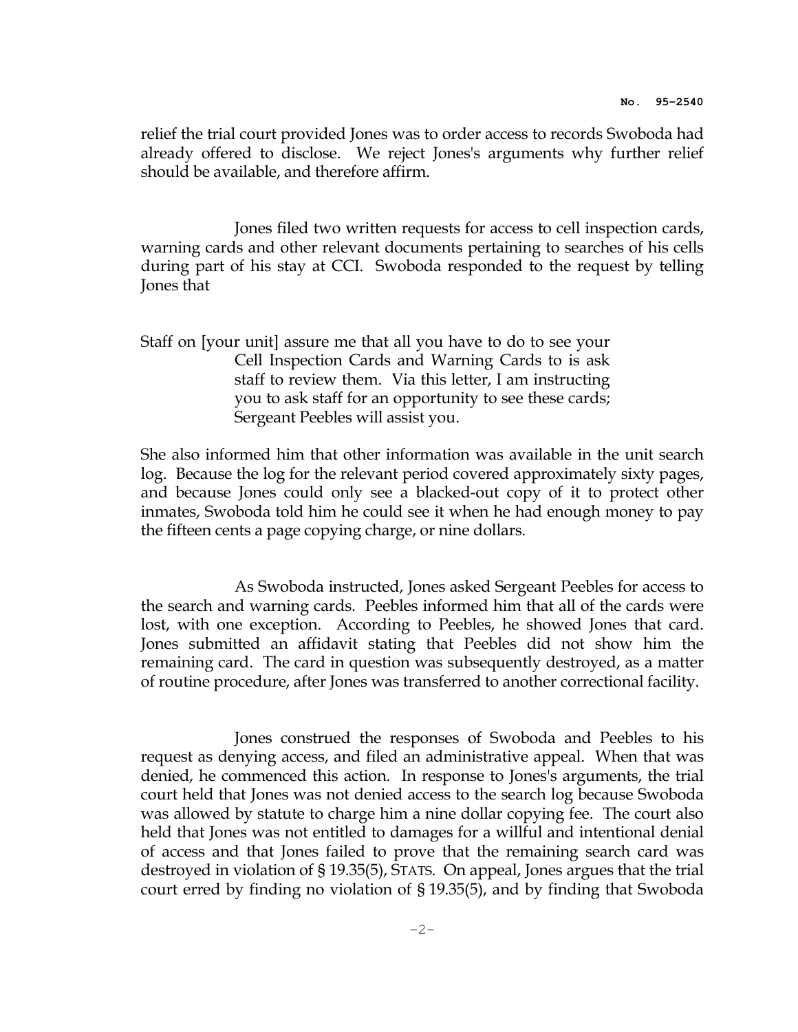relief the trial court provided Jones was to order access to records Swoboda had already offered to disclose. We reject Jones's arguments why further relief should be available, and therefore affirm.

Jones filed two written requests for access to cell inspection cards, warning cards and other relevant documents pertaining to searches of his cells during part of his stay at CCI. Swoboda responded to the request by telling Jones that

> Staff on [your unit] assure me that all you have to do to see your Cell Inspection Cards and Warning Cards to is ask staff to review them. Via this letter, I am instructing you to ask staff for an opportunity to see these cards; Sergeant Peebles will assist you.

She also informed him that other information was available in the unit search log. Because the log for the relevant period covered approximately sixty pages, and because Jones could only see a blacked-out copy of it to protect other inmates, Swoboda told him he could see it when he had enough money to pay the fifteen cents a page copying charge, or nine dollars.

As Swoboda instructed, Jones asked Sergeant Peebles for access to the search and warning cards. Peebles informed him that all of the cards were lost, with one exception. According to Peebles, he showed Jones that card. Jones submitted an affidavit stating that Peebles did not show him the remaining card. The card in question was subsequently destroyed, as a matter of routine procedure, after Jones was transferred to another correctional facility.

Jones construed the responses of Swoboda and Peebles to his request as denying access, and filed an administrative appeal. When that was denied, he commenced this action. In response to Jones's arguments, the trial court held that Jones was not denied access to the search log because Swoboda was allowed by statute to charge him a nine dollar copying fee. The court also held that Jones was not entitled to damages for a willful and intentional denial of access and that Jones failed to prove that the remaining search card was destroyed in violation of § 19.35(5), STATS. On appeal, Jones argues that the trial court erred by finding no violation of § 19.35(5), and by finding that Swoboda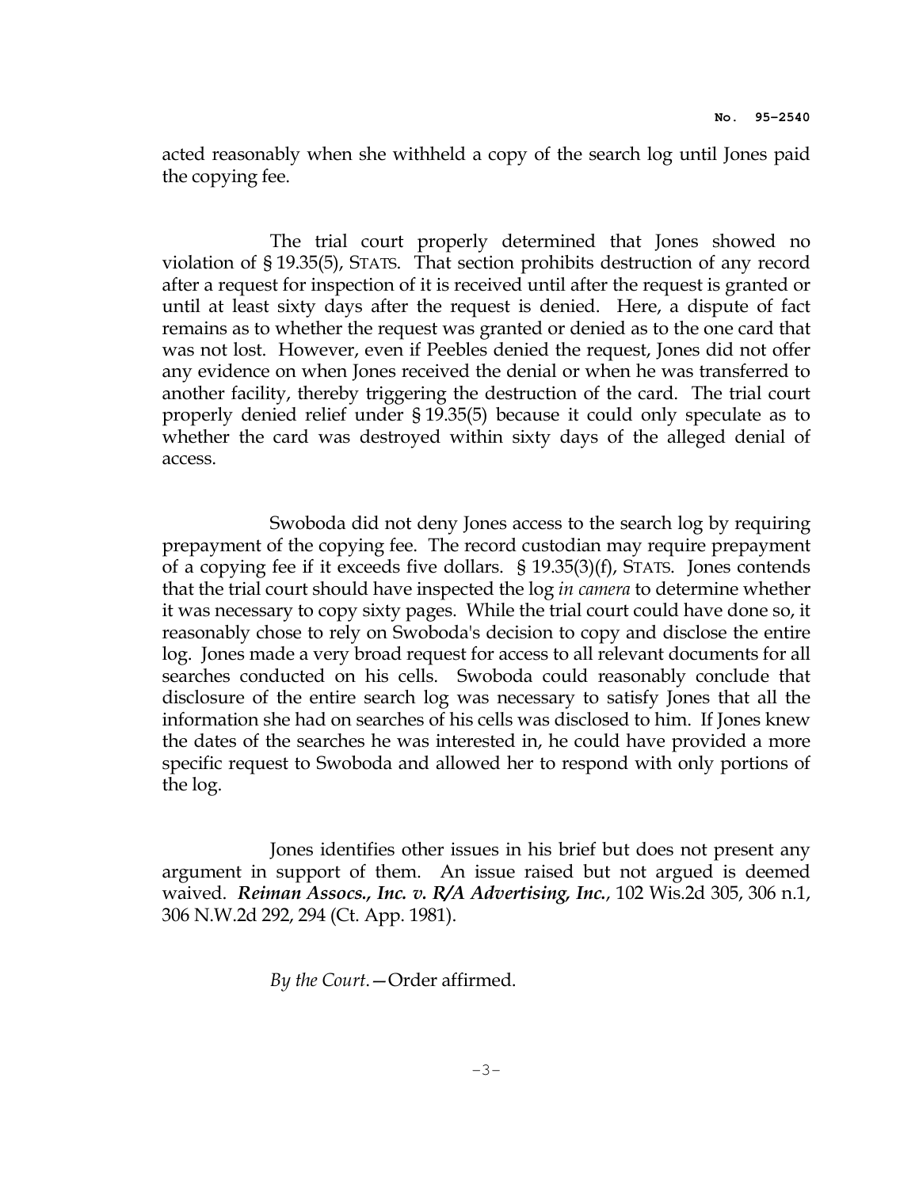acted reasonably when she withheld a copy of the search log until Jones paid the copying fee.

The trial court properly determined that Jones showed no violation of § 19.35(5), STATS. That section prohibits destruction of any record after a request for inspection of it is received until after the request is granted or until at least sixty days after the request is denied. Here, a dispute of fact remains as to whether the request was granted or denied as to the one card that was not lost. However, even if Peebles denied the request, Jones did not offer any evidence on when Jones received the denial or when he was transferred to another facility, thereby triggering the destruction of the card. The trial court properly denied relief under § 19.35(5) because it could only speculate as to whether the card was destroyed within sixty days of the alleged denial of access.

Swoboda did not deny Jones access to the search log by requiring prepayment of the copying fee. The record custodian may require prepayment of a copying fee if it exceeds five dollars. § 19.35(3)(f), STATS. Jones contends that the trial court should have inspected the log *in camera* to determine whether it was necessary to copy sixty pages. While the trial court could have done so, it reasonably chose to rely on Swoboda's decision to copy and disclose the entire log. Jones made a very broad request for access to all relevant documents for all searches conducted on his cells. Swoboda could reasonably conclude that disclosure of the entire search log was necessary to satisfy Jones that all the information she had on searches of his cells was disclosed to him. If Jones knew the dates of the searches he was interested in, he could have provided a more specific request to Swoboda and allowed her to respond with only portions of the log.

Jones identifies other issues in his brief but does not present any argument in support of them. An issue raised but not argued is deemed waived. ***Reiman Assocs., Inc. v. R/A Advertising, Inc.***, 102 Wis.2d 305, 306 n.1, 306 N.W.2d 292, 294 (Ct. App. 1981).

*By the Court.*—Order affirmed.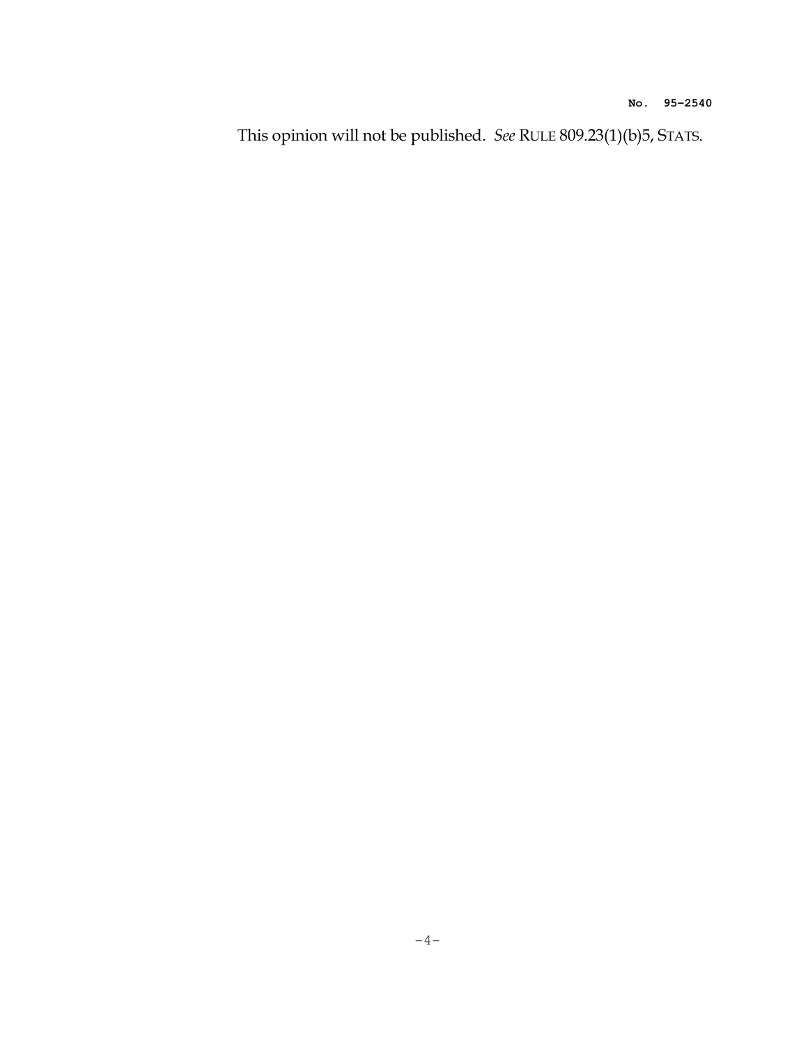This opinion will not be published. *See* RULE 809.23(1)(b)5, STATS.